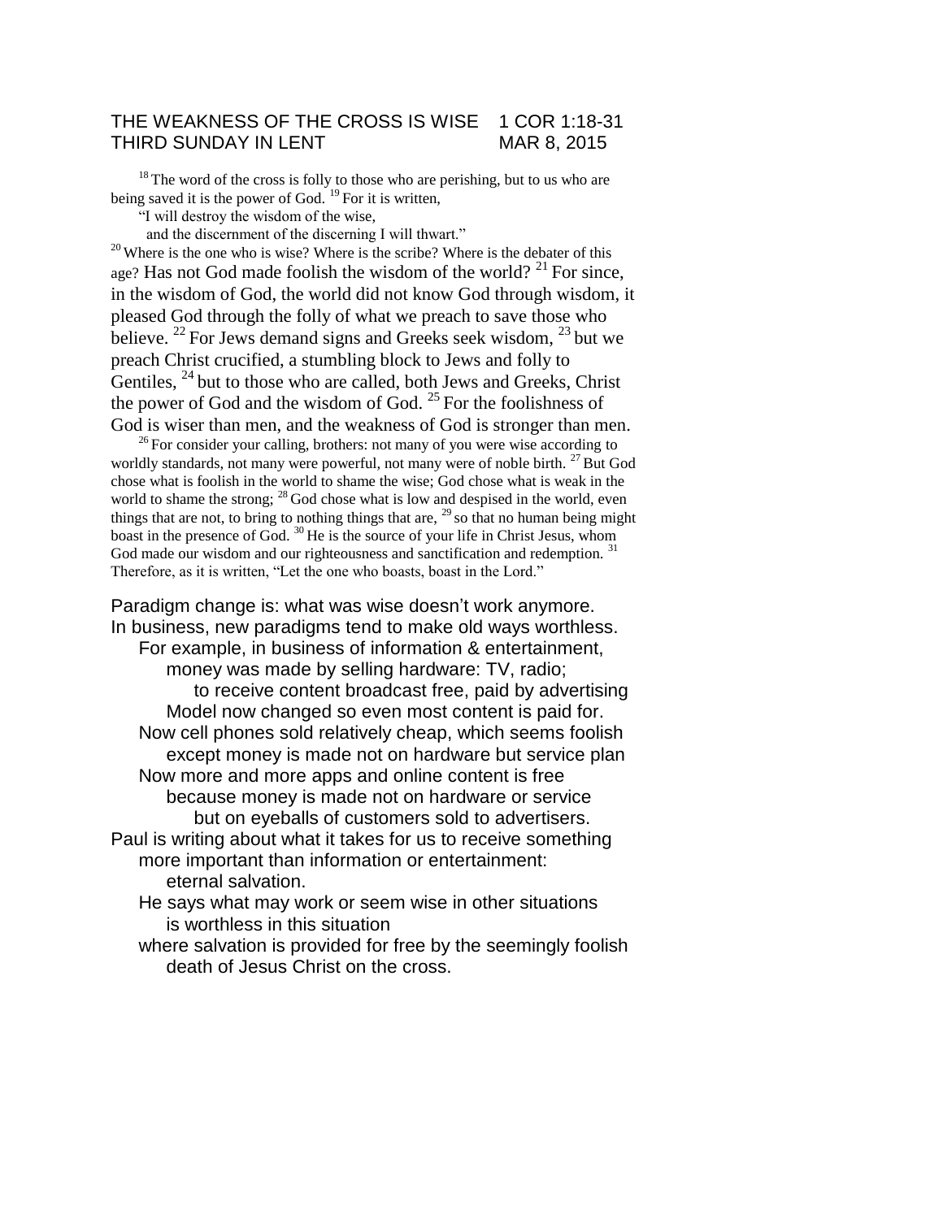# THE WEAKNESS OF THE CROSS IS WISE 1 COR 1:18-31
## THIRD SUNDAY IN LENT MAR 8, 2015

[18] The word of the cross is folly to those who are perishing, but to us who are being saved it is the power of God. [19] For it is written,

"I will destroy the wisdom of the wise,
and the discernment of the discerning I will thwart."

[20] Where is the one who is wise? Where is the scribe? Where is the debater of this age? Has not God made foolish the wisdom of the world? [21] For since, in the wisdom of God, the world did not know God through wisdom, it pleased God through the folly of what we preach to save those who believe. [22] For Jews demand signs and Greeks seek wisdom, [23] but we preach Christ crucified, a stumbling block to Jews and folly to Gentiles, [24] but to those who are called, both Jews and Greeks, Christ the power of God and the wisdom of God. [25] For the foolishness of God is wiser than men, and the weakness of God is stronger than men.

[26] For consider your calling, brothers: not many of you were wise according to worldly standards, not many were powerful, not many were of noble birth. [27] But God chose what is foolish in the world to shame the wise; God chose what is weak in the world to shame the strong; [28] God chose what is low and despised in the world, even things that are not, to bring to nothing things that are, [29] so that no human being might boast in the presence of God. [30] He is the source of your life in Christ Jesus, whom God made our wisdom and our righteousness and sanctification and redemption. [31] Therefore, as it is written, "Let the one who boasts, boast in the Lord."

Paradigm change is: what was wise doesn't work anymore.
In business, new paradigms tend to make old ways worthless.
- For example, in business of information & entertainment,
  - money was made by selling hardware: TV, radio;
    - to receive content broadcast free, paid by advertising
  - Model now changed so even most content is paid for.
- Now cell phones sold relatively cheap, which seems foolish
  - except money is made not on hardware but service plan
- Now more and more apps and online content is free
  - because money is made not on hardware or service
    - but on eyeballs of customers sold to advertisers.

Paul is writing about what it takes for us to receive something
- more important than information or entertainment:
  - eternal salvation.
- He says what may work or seem wise in other situations
  - is worthless in this situation
- where salvation is provided for free by the seemingly foolish
  - death of Jesus Christ on the cross.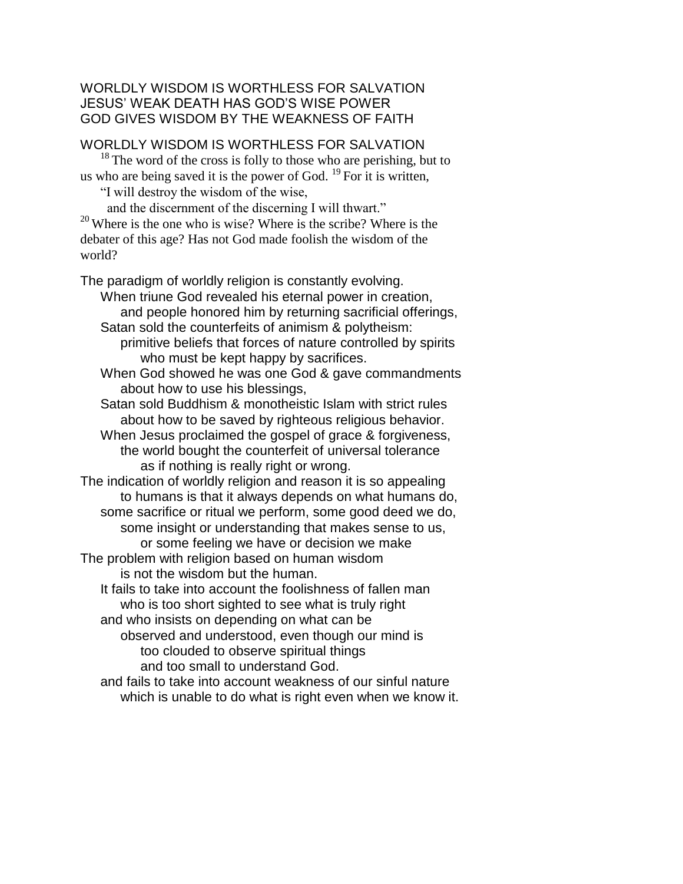WORLDLY WISDOM IS WORTHLESS FOR SALVATION
JESUS' WEAK DEATH HAS GOD'S WISE POWER
GOD GIVES WISDOM BY THE WEAKNESS OF FAITH

## WORLDLY WISDOM IS WORTHLESS FOR SALVATION

[18] The word of the cross is folly to those who are perishing, but to us who are being saved it is the power of God. [19] For it is written,

"I will destroy the wisdom of the wise,
and the discernment of the discerning I will thwart."

[20] Where is the one who is wise? Where is the scribe? Where is the debater of this age? Has not God made foolish the wisdom of the world?

The paradigm of worldly religion is constantly evolving.
When triune God revealed his eternal power in creation,
and people honored him by returning sacrificial offerings,
Satan sold the counterfeits of animism & polytheism:
primitive beliefs that forces of nature controlled by spirits
who must be kept happy by sacrifices.
When God showed he was one God & gave commandments
about how to use his blessings,
Satan sold Buddhism & monotheistic Islam with strict rules
about how to be saved by righteous religious behavior.
When Jesus proclaimed the gospel of grace & forgiveness,
the world bought the counterfeit of universal tolerance
as if nothing is really right or wrong.
The indication of worldly religion and reason it is so appealing
to humans is that it always depends on what humans do,
some sacrifice or ritual we perform, some good deed we do,
some insight or understanding that makes sense to us,
or some feeling we have or decision we make
The problem with religion based on human wisdom
is not the wisdom but the human.
It fails to take into account the foolishness of fallen man
who is too short sighted to see what is truly right
and who insists on depending on what can be
observed and understood, even though our mind is
too clouded to observe spiritual things
and too small to understand God.
and fails to take into account weakness of our sinful nature
which is unable to do what is right even when we know it.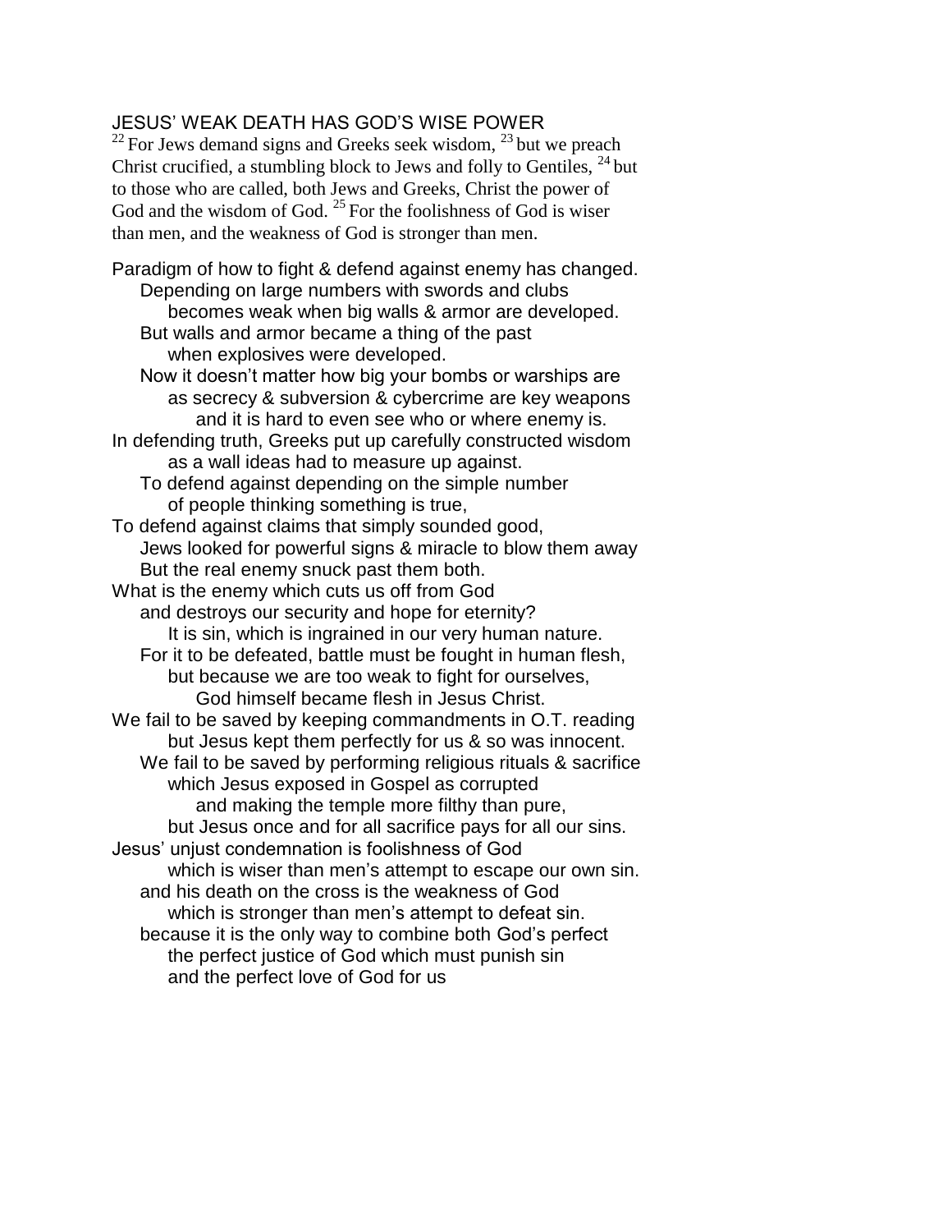JESUS' WEAK DEATH HAS GOD'S WISE POWER

[22] For Jews demand signs and Greeks seek wisdom, [23] but we preach Christ crucified, a stumbling block to Jews and folly to Gentiles, [24] but to those who are called, both Jews and Greeks, Christ the power of God and the wisdom of God. [25] For the foolishness of God is wiser than men, and the weakness of God is stronger than men.

Paradigm of how to fight & defend against enemy has changed.
    Depending on large numbers with swords and clubs
        becomes weak when big walls & armor are developed.
    But walls and armor became a thing of the past
        when explosives were developed.
    Now it doesn't matter how big your bombs or warships are
        as secrecy & subversion & cybercrime are key weapons
            and it is hard to even see who or where enemy is.
In defending truth, Greeks put up carefully constructed wisdom
        as a wall ideas had to measure up against.
    To defend against depending on the simple number
        of people thinking something is true,
To defend against claims that simply sounded good,
    Jews looked for powerful signs & miracle to blow them away
    But the real enemy snuck past them both.
What is the enemy which cuts us off from God
    and destroys our security and hope for eternity?
        It is sin, which is ingrained in our very human nature.
    For it to be defeated, battle must be fought in human flesh,
        but because we are too weak to fight for ourselves,
            God himself became flesh in Jesus Christ.
We fail to be saved by keeping commandments in O.T. reading
        but Jesus kept them perfectly for us & so was innocent.
    We fail to be saved by performing religious rituals & sacrifice
        which Jesus exposed in Gospel as corrupted
            and making the temple more filthy than pure,
        but Jesus once and for all sacrifice pays for all our sins.
Jesus' unjust condemnation is foolishness of God
        which is wiser than men's attempt to escape our own sin.
    and his death on the cross is the weakness of God
        which is stronger than men's attempt to defeat sin.
    because it is the only way to combine both God's perfect
        the perfect justice of God which must punish sin
        and the perfect love of God for us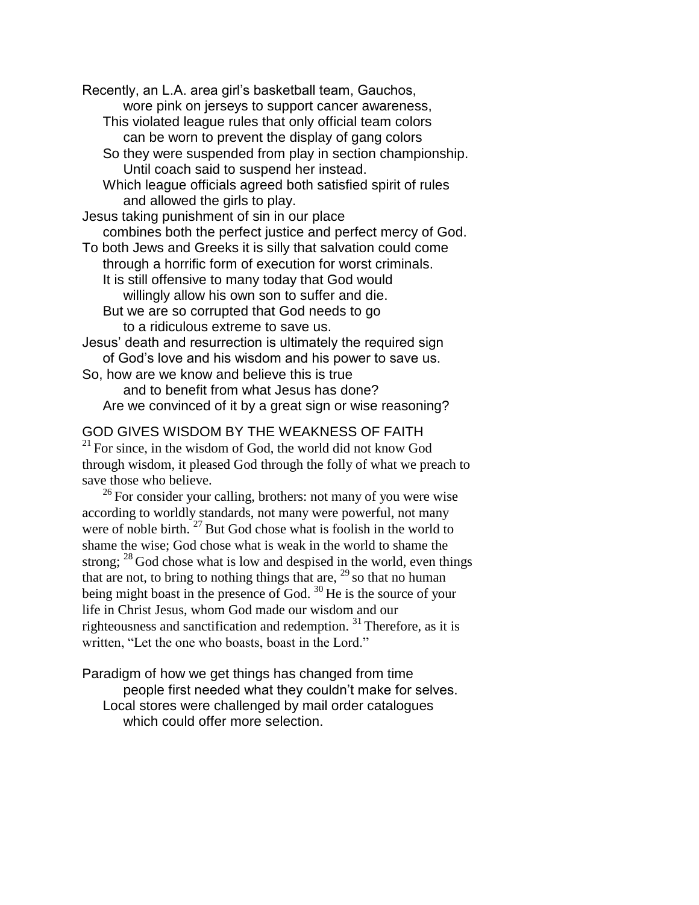Recently, an L.A. area girl's basketball team, Gauchos,
    wore pink on jerseys to support cancer awareness,
  This violated league rules that only official team colors
    can be worn to prevent the display of gang colors
  So they were suspended from play in section championship.
    Until coach said to suspend her instead.
  Which league officials agreed both satisfied spirit of rules
    and allowed the girls to play.
Jesus taking punishment of sin in our place
  combines both the perfect justice and perfect mercy of God.
To both Jews and Greeks it is silly that salvation could come
  through a horrific form of execution for worst criminals.
  It is still offensive to many today that God would
    willingly allow his own son to suffer and die.
  But we are so corrupted that God needs to go
    to a ridiculous extreme to save us.
Jesus' death and resurrection is ultimately the required sign
  of God's love and his wisdom and his power to save us.
So, how are we know and believe this is true
    and to benefit from what Jesus has done?
  Are we convinced of it by a great sign or wise reasoning?

GOD GIVES WISDOM BY THE WEAKNESS OF FAITH

[21] For since, in the wisdom of God, the world did not know God through wisdom, it pleased God through the folly of what we preach to save those who believe.

[26] For consider your calling, brothers: not many of you were wise according to worldly standards, not many were powerful, not many were of noble birth. [27] But God chose what is foolish in the world to shame the wise; God chose what is weak in the world to shame the strong; [28] God chose what is low and despised in the world, even things that are not, to bring to nothing things that are, [29] so that no human being might boast in the presence of God. [30] He is the source of your life in Christ Jesus, whom God made our wisdom and our righteousness and sanctification and redemption. [31] Therefore, as it is written, "Let the one who boasts, boast in the Lord."

Paradigm of how we get things has changed from time
    people first needed what they couldn't make for selves.
  Local stores were challenged by mail order catalogues
    which could offer more selection.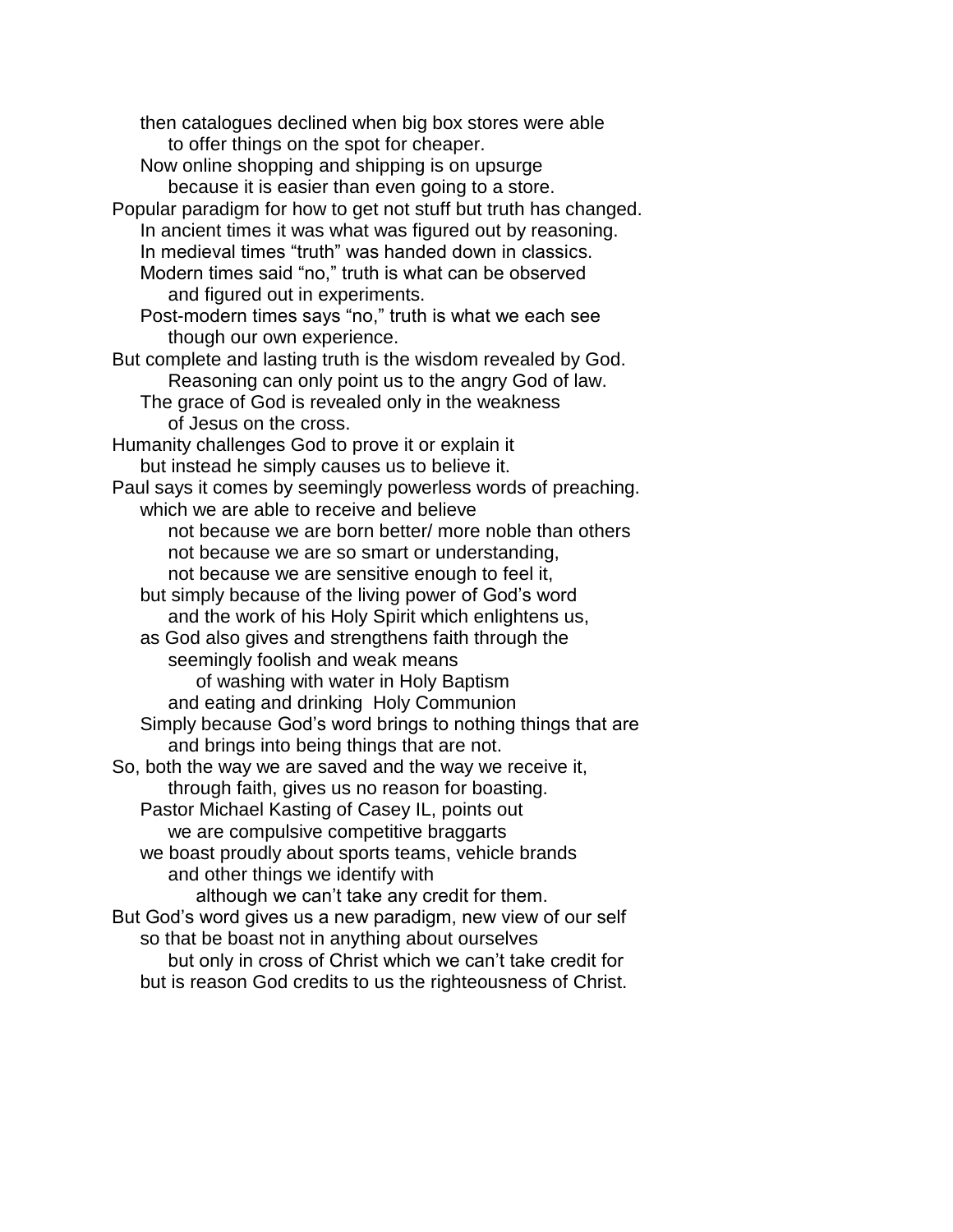then catalogues declined when big box stores were able
to offer things on the spot for cheaper.
Now online shopping and shipping is on upsurge
because it is easier than even going to a store.
Popular paradigm for how to get not stuff but truth has changed.
In ancient times it was what was figured out by reasoning.
In medieval times "truth" was handed down in classics.
Modern times said "no," truth is what can be observed
and figured out in experiments.
Post-modern times says "no," truth is what we each see
though our own experience.
But complete and lasting truth is the wisdom revealed by God.
Reasoning can only point us to the angry God of law.
The grace of God is revealed only in the weakness
of Jesus on the cross.
Humanity challenges God to prove it or explain it
but instead he simply causes us to believe it.
Paul says it comes by seemingly powerless words of preaching.
which we are able to receive and believe
not because we are born better/ more noble than others
not because we are so smart or understanding,
not because we are sensitive enough to feel it,
but simply because of the living power of God's word
and the work of his Holy Spirit which enlightens us,
as God also gives and strengthens faith through the
seemingly foolish and weak means
of washing with water in Holy Baptism
and eating and drinking Holy Communion
Simply because God's word brings to nothing things that are
and brings into being things that are not.
So, both the way we are saved and the way we receive it,
through faith, gives us no reason for boasting.
Pastor Michael Kasting of Casey IL, points out
we are compulsive competitive braggarts
we boast proudly about sports teams, vehicle brands
and other things we identify with
although we can't take any credit for them.
But God's word gives us a new paradigm, new view of our self
so that be boast not in anything about ourselves
but only in cross of Christ which we can't take credit for
but is reason God credits to us the righteousness of Christ.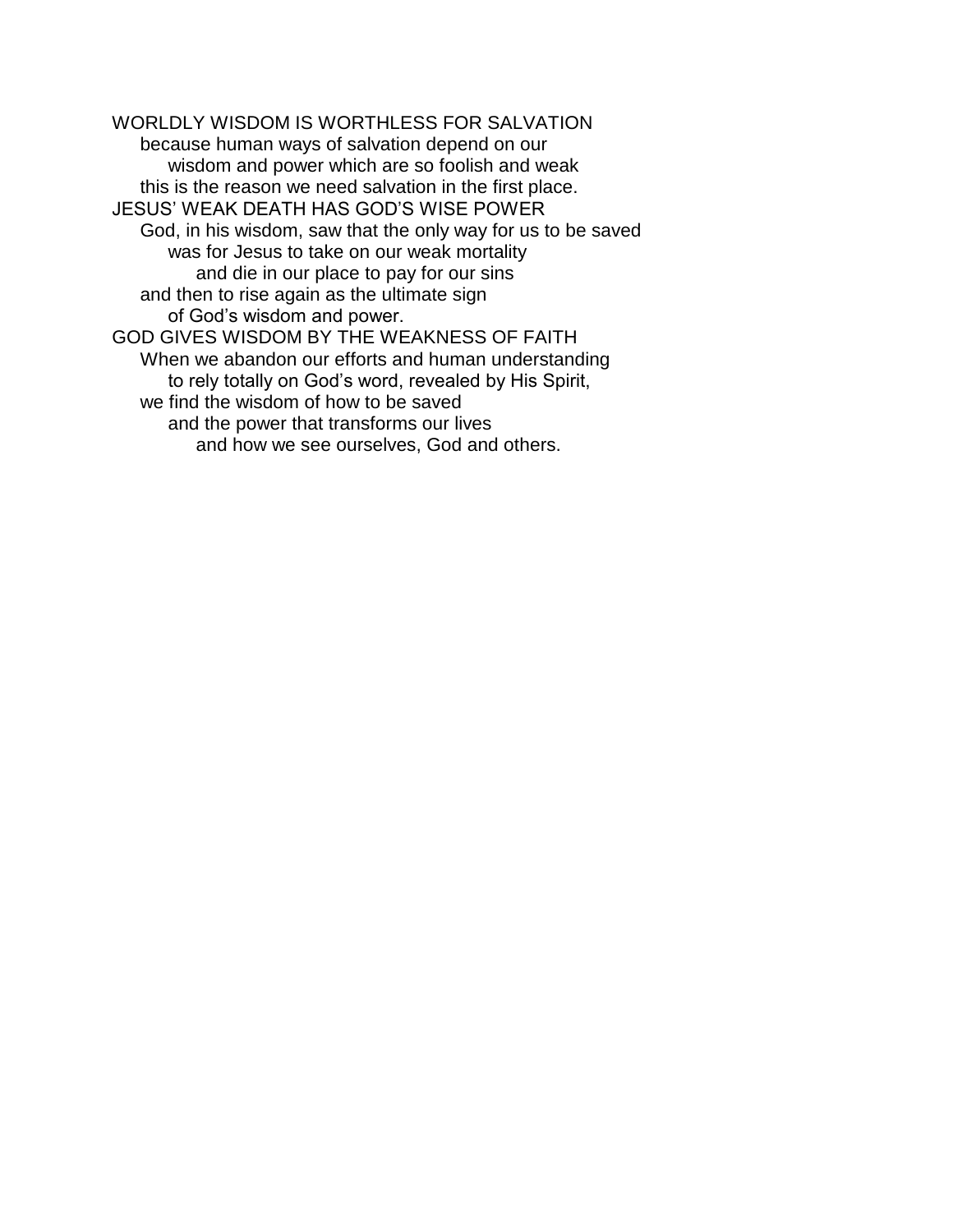WORLDLY WISDOM IS WORTHLESS FOR SALVATION

because human ways of salvation depend on our
wisdom and power which are so foolish and weak
this is the reason we need salvation in the first place.

JESUS' WEAK DEATH HAS GOD'S WISE POWER

God, in his wisdom, saw that the only way for us to be saved
was for Jesus to take on our weak mortality
and die in our place to pay for our sins
and then to rise again as the ultimate sign
of God's wisdom and power.

GOD GIVES WISDOM BY THE WEAKNESS OF FAITH

When we abandon our efforts and human understanding
to rely totally on God's word, revealed by His Spirit,
we find the wisdom of how to be saved
and the power that transforms our lives
and how we see ourselves, God and others.